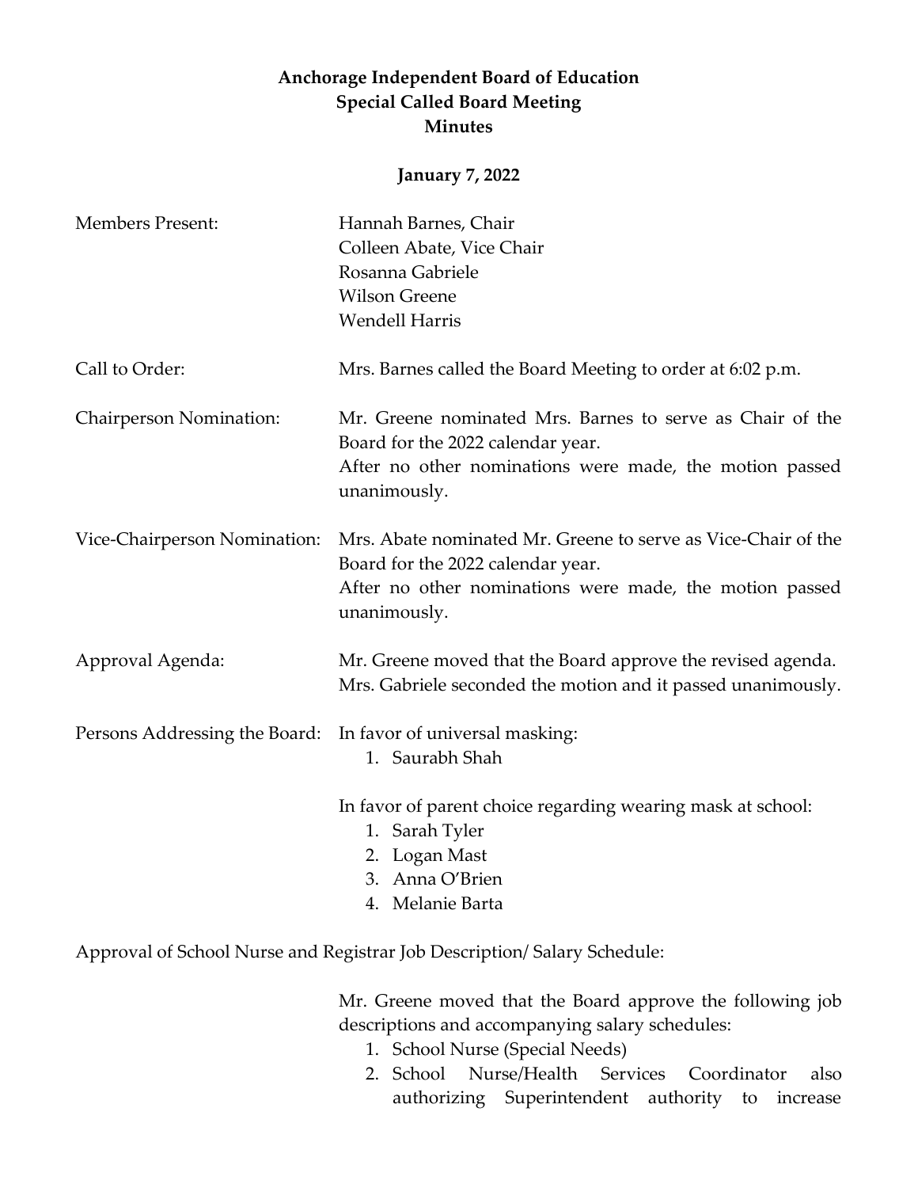# Anchorage Independent Board of Education
## Special Called Board Meeting
## Minutes

**January 7, 2022**

**Members Present:** Hannah Barnes, Chair  
Colleen Abate, Vice Chair  
Rosanna Gabriele  
Wilson Greene  
Wendell Harris

**Call to Order:** Mrs. Barnes called the Board Meeting to order at 6:02 p.m.

**Chairperson Nomination:** Mr. Greene nominated Mrs. Barnes to serve as Chair of the Board for the 2022 calendar year.  
After no other nominations were made, the motion passed unanimously.

**Vice-Chairperson Nomination:** Mrs. Abate nominated Mr. Greene to serve as Vice-Chair of the Board for the 2022 calendar year.  
After no other nominations were made, the motion passed unanimously.

**Approval Agenda:** Mr. Greene moved that the Board approve the revised agenda. Mrs. Gabriele seconded the motion and it passed unanimously.

**Persons Addressing the Board:** In favor of universal masking:

1. Saurabh Shah

In favor of parent choice regarding wearing mask at school:

1. Sarah Tyler
2. Logan Mast
3. Anna O'Brien
4. Melanie Barta

**Approval of School Nurse and Registrar Job Description/ Salary Schedule:**

Mr. Greene moved that the Board approve the following job descriptions and accompanying salary schedules:

1. School Nurse (Special Needs)
2. School Nurse/Health Services Coordinator also authorizing Superintendent authority to increase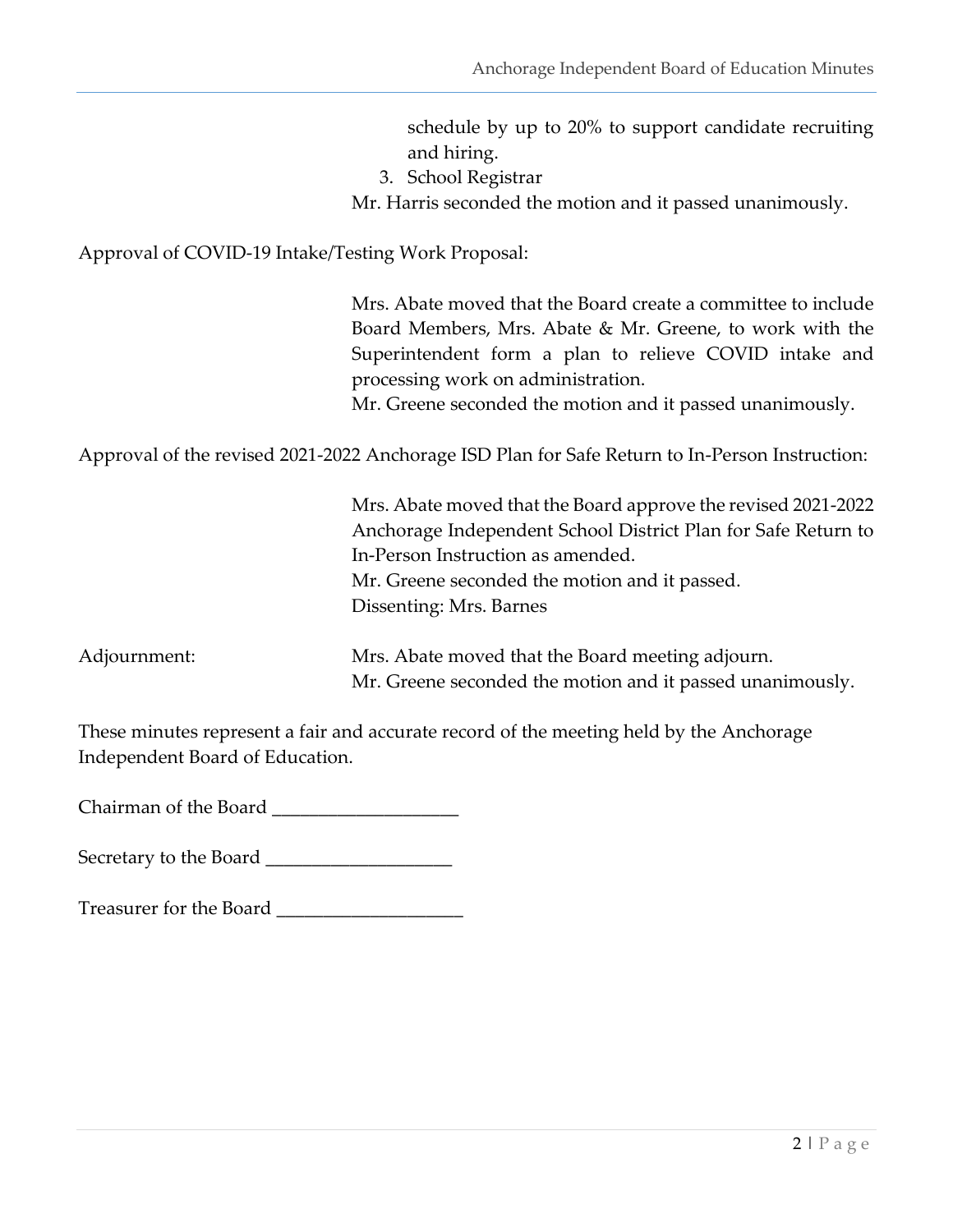schedule by up to 20% to support candidate recruiting and hiring.

3. School Registrar

Mr. Harris seconded the motion and it passed unanimously.

Approval of COVID-19 Intake/Testing Work Proposal:

Mrs. Abate moved that the Board create a committee to include Board Members, Mrs. Abate & Mr. Greene, to work with the Superintendent form a plan to relieve COVID intake and processing work on administration.
Mr. Greene seconded the motion and it passed unanimously.

Approval of the revised 2021-2022 Anchorage ISD Plan for Safe Return to In-Person Instruction:

Mrs. Abate moved that the Board approve the revised 2021-2022 Anchorage Independent School District Plan for Safe Return to In-Person Instruction as amended.
Mr. Greene seconded the motion and it passed.
Dissenting: Mrs. Barnes

Adjournment: Mrs. Abate moved that the Board meeting adjourn.
Mr. Greene seconded the motion and it passed unanimously.

These minutes represent a fair and accurate record of the meeting held by the Anchorage Independent Board of Education.

Chairman of the Board ____________________

Secretary to the Board ____________________

Treasurer for the Board ____________________